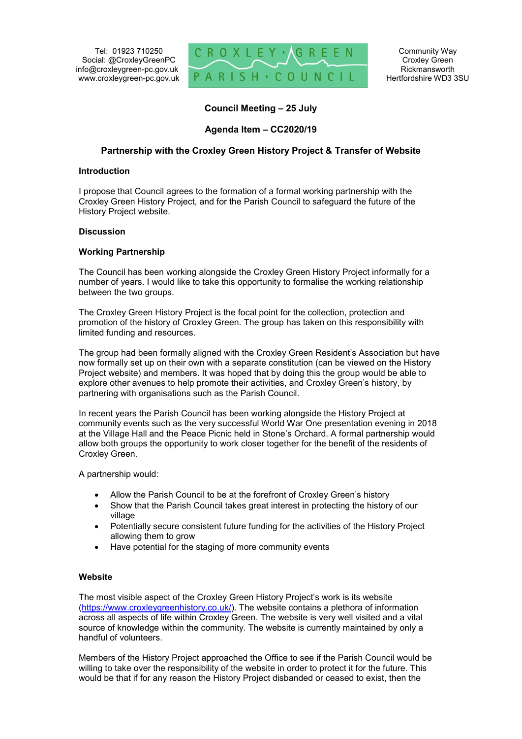Tel: 01923 710250
Social: @CroxleyGreenPC
info@croxleygreen-pc.gov.uk
www.croxleygreen-pc.gov.uk

CROXLEY GREEN PARISH COUNCIL

Community Way
Croxley Green
Rickmansworth
Hertfordshire WD3 3SU

**Council Meeting – 25 July**

**Agenda Item – CC2020/19**

**Partnership with the Croxley Green History Project & Transfer of Website**

**Introduction**

I propose that Council agrees to the formation of a formal working partnership with the Croxley Green History Project, and for the Parish Council to safeguard the future of the History Project website.

**Discussion**

**Working Partnership**

The Council has been working alongside the Croxley Green History Project informally for a number of years. I would like to take this opportunity to formalise the working relationship between the two groups.

The Croxley Green History Project is the focal point for the collection, protection and promotion of the history of Croxley Green. The group has taken on this responsibility with limited funding and resources.

The group had been formally aligned with the Croxley Green Resident's Association but have now formally set up on their own with a separate constitution (can be viewed on the History Project website) and members. It was hoped that by doing this the group would be able to explore other avenues to help promote their activities, and Croxley Green's history, by partnering with organisations such as the Parish Council.

In recent years the Parish Council has been working alongside the History Project at community events such as the very successful World War One presentation evening in 2018 at the Village Hall and the Peace Picnic held in Stone's Orchard. A formal partnership would allow both groups the opportunity to work closer together for the benefit of the residents of Croxley Green.

A partnership would:

- Allow the Parish Council to be at the forefront of Croxley Green's history
- Show that the Parish Council takes great interest in protecting the history of our village
- Potentially secure consistent future funding for the activities of the History Project allowing them to grow
- Have potential for the staging of more community events

**Website**

The most visible aspect of the Croxley Green History Project's work is its website (https://www.croxleygreenhistory.co.uk/). The website contains a plethora of information across all aspects of life within Croxley Green. The website is very well visited and a vital source of knowledge within the community. The website is currently maintained by only a handful of volunteers.

Members of the History Project approached the Office to see if the Parish Council would be willing to take over the responsibility of the website in order to protect it for the future. This would be that if for any reason the History Project disbanded or ceased to exist, then the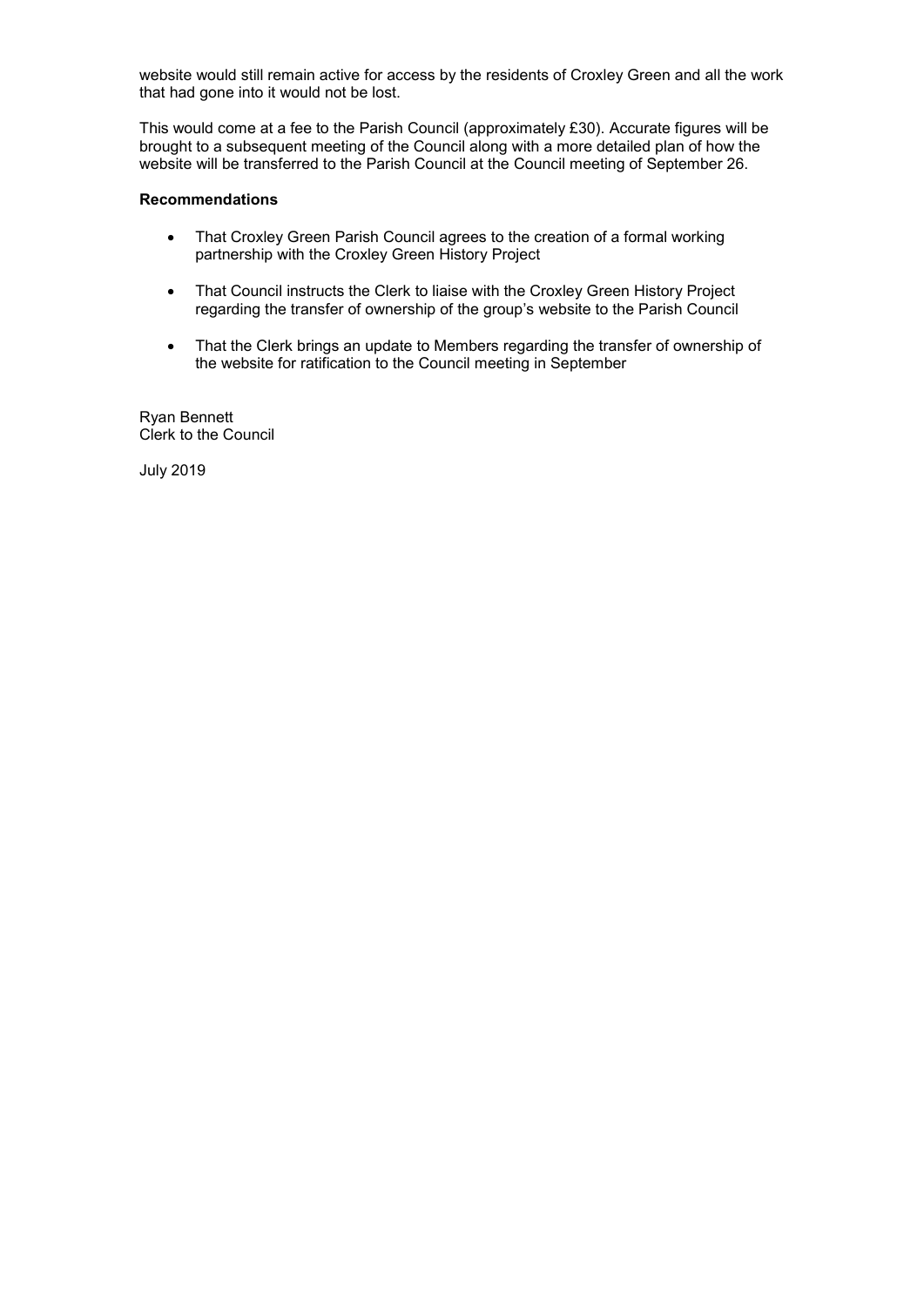website would still remain active for access by the residents of Croxley Green and all the work that had gone into it would not be lost.

This would come at a fee to the Parish Council (approximately £30). Accurate figures will be brought to a subsequent meeting of the Council along with a more detailed plan of how the website will be transferred to the Parish Council at the Council meeting of September 26.

**Recommendations**

- That Croxley Green Parish Council agrees to the creation of a formal working partnership with the Croxley Green History Project
- That Council instructs the Clerk to liaise with the Croxley Green History Project regarding the transfer of ownership of the group's website to the Parish Council
- That the Clerk brings an update to Members regarding the transfer of ownership of the website for ratification to the Council meeting in September

Ryan Bennett
Clerk to the Council

July 2019